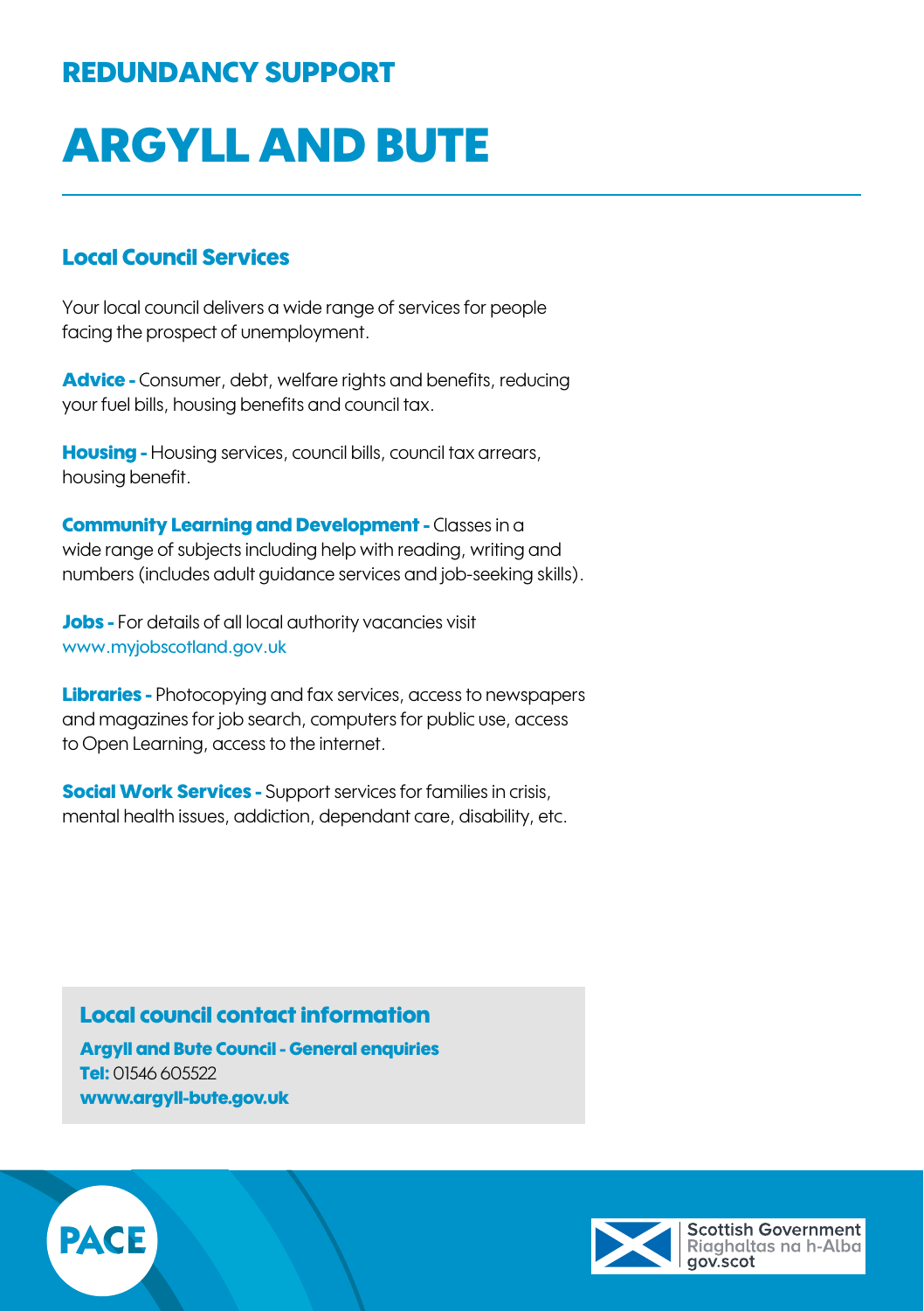## REDUNDANCY SUPPORT

# ARGYLL AND BUTE

### Local Council Services

Your local council delivers a wide range of services for people facing the prospect of unemployment.

**Advice -** Consumer, debt, welfare rights and benefits, reducing your fuel bills, housing benefits and council tax.

**Housing -** Housing services, council bills, council tax arrears, housing benefit.

**Community Learning and Development -** Classes in a wide range of subjects including help with reading, writing and numbers (includes adult guidance services and job-seeking skills).

**Jobs -** For details of all local authority vacancies visit www.myjobscotland.gov.uk

**Libraries -** Photocopying and fax services, access to newspapers and magazines for job search, computers for public use, access to Open Learning, access to the internet.

**Social Work Services -** Support services for families in crisis, mental health issues, addiction, dependant care, disability, etc.

### Local council contact information

**Argyll and Bute Council - General enquiries**
**Tel:** 01546 605522
**www.argyll-bute.gov.uk**

PACE

Scottish Government
Riaghaltas na h-Alba
gov.scot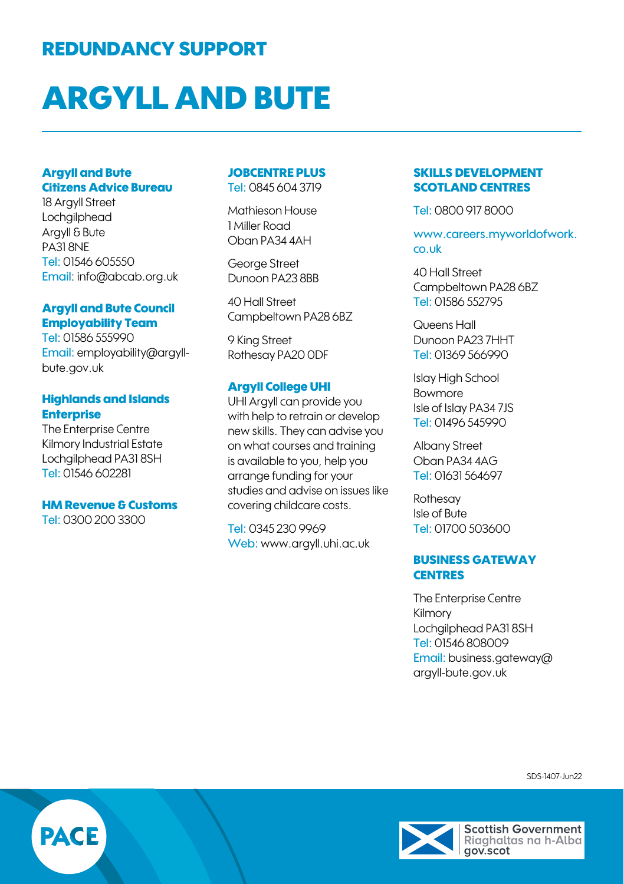## REDUNDANCY SUPPORT

# ARGYLL AND BUTE

### Argyll and Bute Citizens Advice Bureau

18 Argyll Street
Lochgilphead
Argyll & Bute
PA31 8NE
Tel: 01546 605550
Email: info@abcab.org.uk

### Argyll and Bute Council Employability Team

Tel: 01586 555990
Email: employability@argyll-bute.gov.uk

### Highlands and Islands Enterprise

The Enterprise Centre
Kilmory Industrial Estate
Lochgilphead PA31 8SH
Tel: 01546 602281

### HM Revenue & Customs

Tel: 0300 200 3300

### JOBCENTRE PLUS

Tel: 0845 604 3719

Mathieson House
1 Miller Road
Oban PA34 4AH

George Street
Dunoon PA23 8BB

40 Hall Street
Campbeltown PA28 6BZ

9 King Street
Rothesay PA20 0DF

### Argyll College UHI

UHI Argyll can provide you with help to retrain or develop new skills. They can advise you on what courses and training is available to you, help you arrange funding for your studies and advise on issues like covering childcare costs.

Tel: 0345 230 9969
Web: www.argyll.uhi.ac.uk

### SKILLS DEVELOPMENT SCOTLAND CENTRES

Tel: 0800 917 8000

www.careers.myworldofwork.co.uk

40 Hall Street
Campbeltown PA28 6BZ
Tel: 01586 552795

Queens Hall
Dunoon PA23 7HHT
Tel: 01369 566990

Islay High School
Bowmore
Isle of Islay PA34 7JS
Tel: 01496 545990

Albany Street
Oban PA34 4AG
Tel: 01631 564697

Rothesay
Isle of Bute
Tel: 01700 503600

### BUSINESS GATEWAY CENTRES

The Enterprise Centre
Kilmory
Lochgilphead PA31 8SH
Tel: 01546 808009
Email: business.gateway@argyll-bute.gov.uk

SDS-1407-Jun22

PACE

Scottish Government
Riaghaltas na h-Alba
gov.scot